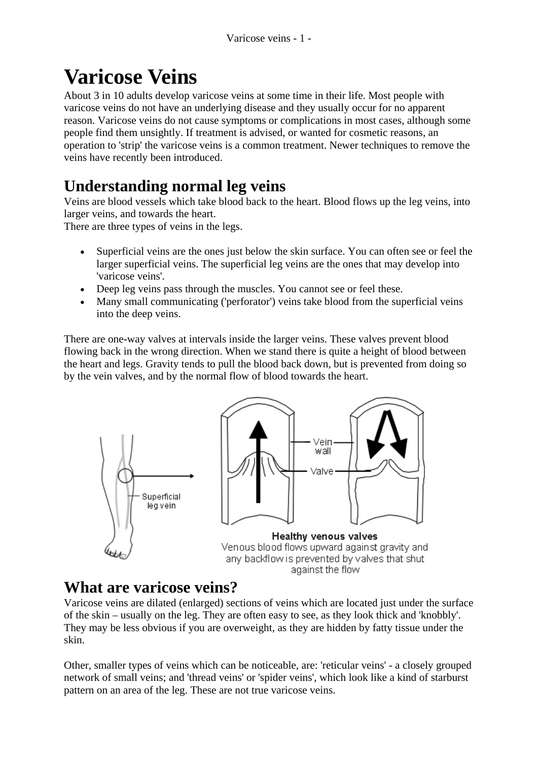# Varicose Veins

About 3 in 10 adults develop varicose veins at some time in their life. Most people with varicose veins do not have an underlying disease and they usually occur for no apparent reason. Varicose veins do not cause symptoms or complications in most cases, although some people find them unsightly. If treatment is advised, or wanted for cosmetic reasons, an operation to 'strip' the varicose veins is a common treatment. Newer techniques to remove the veins have recently been introduced.

## Understanding normal leg veins

Veins are blood vessels which take blood back to the heart. Blood flows up the leg veins, into larger veins, and towards the heart.
There are three types of veins in the legs.

- Superficial veins are the ones just below the skin surface. You can often see or feel the larger superficial veins. The superficial leg veins are the ones that may develop into 'varicose veins'.
- Deep leg veins pass through the muscles. You cannot see or feel these.
- Many small communicating ('perforator') veins take blood from the superficial veins into the deep veins.

There are one-way valves at intervals inside the larger veins. These valves prevent blood flowing back in the wrong direction. When we stand there is quite a height of blood between the heart and legs. Gravity tends to pull the blood back down, but is prevented from doing so by the vein valves, and by the normal flow of blood towards the heart.

**Healthy venous valves**
Venous blood flows upward against gravity and any backflow is prevented by valves that shut against the flow

## What are varicose veins?

Varicose veins are dilated (enlarged) sections of veins which are located just under the surface of the skin – usually on the leg. They are often easy to see, as they look thick and 'knobbly'. They may be less obvious if you are overweight, as they are hidden by fatty tissue under the skin.

Other, smaller types of veins which can be noticeable, are: 'reticular veins' - a closely grouped network of small veins; and 'thread veins' or 'spider veins', which look like a kind of starburst pattern on an area of the leg. These are not true varicose veins.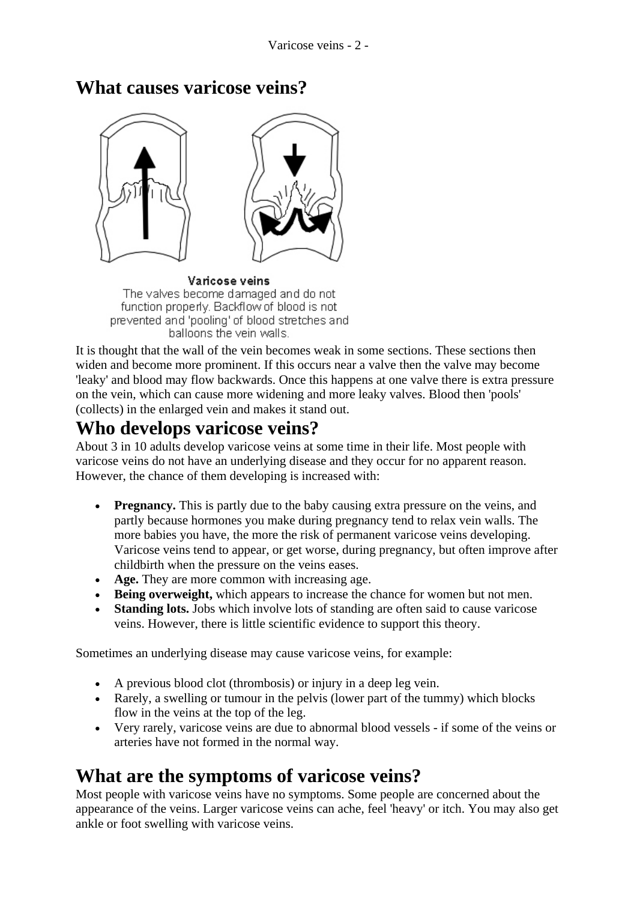## What causes varicose veins?

**Varicose veins**

The valves become damaged and do not function properly. Backflow of blood is not prevented and 'pooling' of blood stretches and balloons the vein walls.

It is thought that the wall of the vein becomes weak in some sections. These sections then widen and become more prominent. If this occurs near a valve then the valve may become 'leaky' and blood may flow backwards. Once this happens at one valve there is extra pressure on the vein, which can cause more widening and more leaky valves. Blood then 'pools' (collects) in the enlarged vein and makes it stand out.

## Who develops varicose veins?

About 3 in 10 adults develop varicose veins at some time in their life. Most people with varicose veins do not have an underlying disease and they occur for no apparent reason. However, the chance of them developing is increased with:

- **Pregnancy.** This is partly due to the baby causing extra pressure on the veins, and partly because hormones you make during pregnancy tend to relax vein walls. The more babies you have, the more the risk of permanent varicose veins developing. Varicose veins tend to appear, or get worse, during pregnancy, but often improve after childbirth when the pressure on the veins eases.
- **Age.** They are more common with increasing age.
- **Being overweight,** which appears to increase the chance for women but not men.
- **Standing lots.** Jobs which involve lots of standing are often said to cause varicose veins. However, there is little scientific evidence to support this theory.

Sometimes an underlying disease may cause varicose veins, for example:

- A previous blood clot (thrombosis) or injury in a deep leg vein.
- Rarely, a swelling or tumour in the pelvis (lower part of the tummy) which blocks flow in the veins at the top of the leg.
- Very rarely, varicose veins are due to abnormal blood vessels - if some of the veins or arteries have not formed in the normal way.

## What are the symptoms of varicose veins?

Most people with varicose veins have no symptoms. Some people are concerned about the appearance of the veins. Larger varicose veins can ache, feel 'heavy' or itch. You may also get ankle or foot swelling with varicose veins.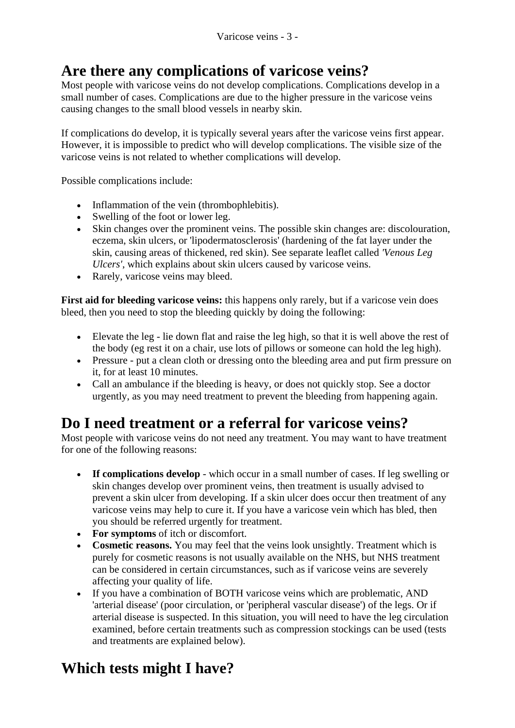## Are there any complications of varicose veins?

Most people with varicose veins do not develop complications. Complications develop in a small number of cases. Complications are due to the higher pressure in the varicose veins causing changes to the small blood vessels in nearby skin.

If complications do develop, it is typically several years after the varicose veins first appear. However, it is impossible to predict who will develop complications. The visible size of the varicose veins is not related to whether complications will develop.

Possible complications include:

- Inflammation of the vein (thrombophlebitis).
- Swelling of the foot or lower leg.
- Skin changes over the prominent veins. The possible skin changes are: discolouration, eczema, skin ulcers, or 'lipodermatosclerosis' (hardening of the fat layer under the skin, causing areas of thickened, red skin). See separate leaflet called *'Venous Leg Ulcers'*, which explains about skin ulcers caused by varicose veins.
- Rarely, varicose veins may bleed.

**First aid for bleeding varicose veins:** this happens only rarely, but if a varicose vein does bleed, then you need to stop the bleeding quickly by doing the following:

- Elevate the leg - lie down flat and raise the leg high, so that it is well above the rest of the body (eg rest it on a chair, use lots of pillows or someone can hold the leg high).
- Pressure - put a clean cloth or dressing onto the bleeding area and put firm pressure on it, for at least 10 minutes.
- Call an ambulance if the bleeding is heavy, or does not quickly stop. See a doctor urgently, as you may need treatment to prevent the bleeding from happening again.

## Do I need treatment or a referral for varicose veins?

Most people with varicose veins do not need any treatment. You may want to have treatment for one of the following reasons:

- **If complications develop** - which occur in a small number of cases. If leg swelling or skin changes develop over prominent veins, then treatment is usually advised to prevent a skin ulcer from developing. If a skin ulcer does occur then treatment of any varicose veins may help to cure it. If you have a varicose vein which has bled, then you should be referred urgently for treatment.
- **For symptoms** of itch or discomfort.
- **Cosmetic reasons.** You may feel that the veins look unsightly. Treatment which is purely for cosmetic reasons is not usually available on the NHS, but NHS treatment can be considered in certain circumstances, such as if varicose veins are severely affecting your quality of life.
- If you have a combination of BOTH varicose veins which are problematic, AND 'arterial disease' (poor circulation, or 'peripheral vascular disease') of the legs. Or if arterial disease is suspected. In this situation, you will need to have the leg circulation examined, before certain treatments such as compression stockings can be used (tests and treatments are explained below).

## Which tests might I have?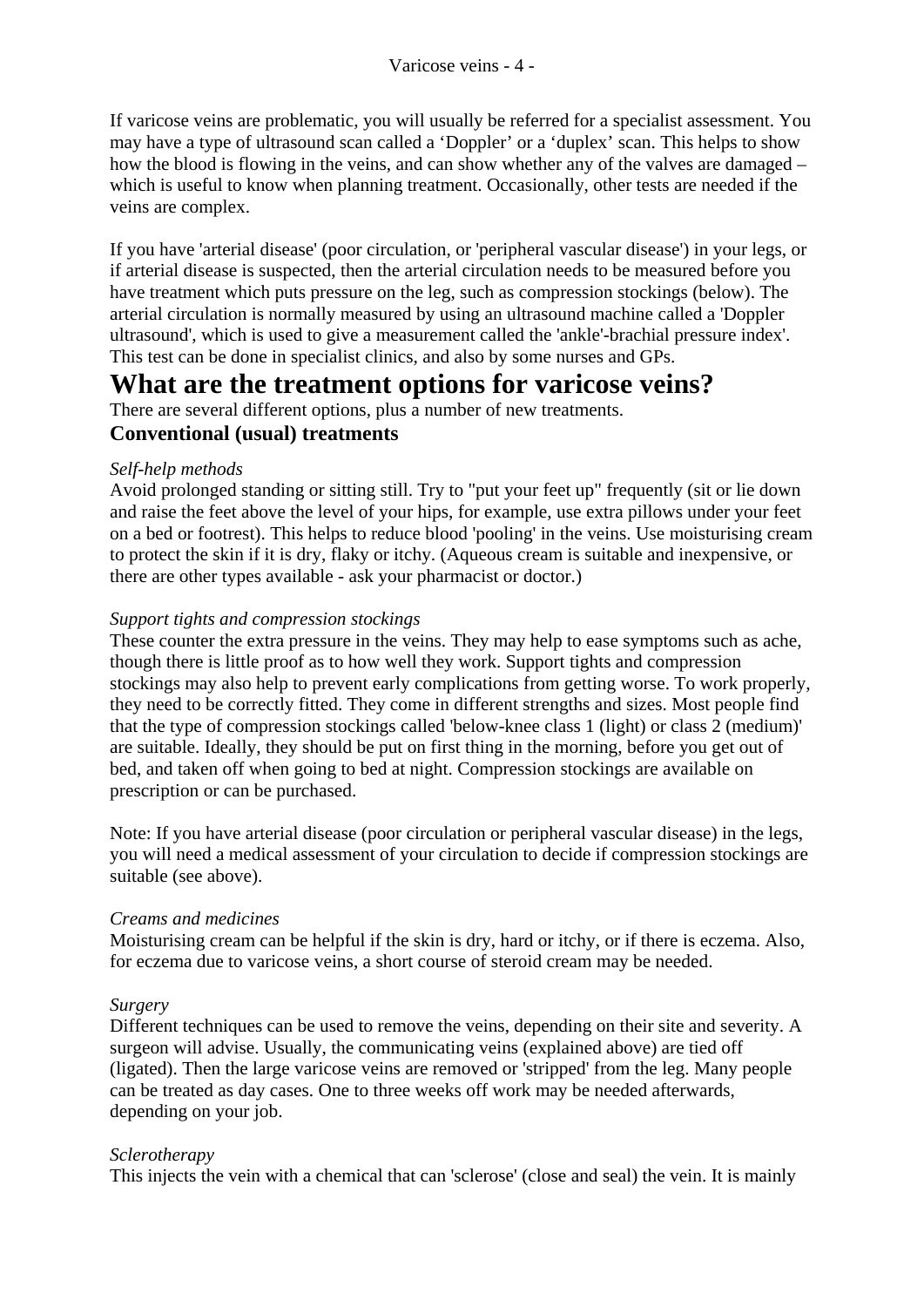If varicose veins are problematic, you will usually be referred for a specialist assessment. You may have a type of ultrasound scan called a 'Doppler' or a 'duplex' scan. This helps to show how the blood is flowing in the veins, and can show whether any of the valves are damaged – which is useful to know when planning treatment. Occasionally, other tests are needed if the veins are complex.

If you have 'arterial disease' (poor circulation, or 'peripheral vascular disease') in your legs, or if arterial disease is suspected, then the arterial circulation needs to be measured before you have treatment which puts pressure on the leg, such as compression stockings (below). The arterial circulation is normally measured by using an ultrasound machine called a 'Doppler ultrasound', which is used to give a measurement called the 'ankle'-brachial pressure index'. This test can be done in specialist clinics, and also by some nurses and GPs.

## What are the treatment options for varicose veins?

There are several different options, plus a number of new treatments.

### Conventional (usual) treatments

*Self-help methods*

Avoid prolonged standing or sitting still. Try to "put your feet up" frequently (sit or lie down and raise the feet above the level of your hips, for example, use extra pillows under your feet on a bed or footrest). This helps to reduce blood 'pooling' in the veins. Use moisturising cream to protect the skin if it is dry, flaky or itchy. (Aqueous cream is suitable and inexpensive, or there are other types available - ask your pharmacist or doctor.)

*Support tights and compression stockings*

These counter the extra pressure in the veins. They may help to ease symptoms such as ache, though there is little proof as to how well they work. Support tights and compression stockings may also help to prevent early complications from getting worse. To work properly, they need to be correctly fitted. They come in different strengths and sizes. Most people find that the type of compression stockings called 'below-knee class 1 (light) or class 2 (medium)' are suitable. Ideally, they should be put on first thing in the morning, before you get out of bed, and taken off when going to bed at night. Compression stockings are available on prescription or can be purchased.

Note: If you have arterial disease (poor circulation or peripheral vascular disease) in the legs, you will need a medical assessment of your circulation to decide if compression stockings are suitable (see above).

*Creams and medicines*

Moisturising cream can be helpful if the skin is dry, hard or itchy, or if there is eczema. Also, for eczema due to varicose veins, a short course of steroid cream may be needed.

*Surgery*

Different techniques can be used to remove the veins, depending on their site and severity. A surgeon will advise. Usually, the communicating veins (explained above) are tied off (ligated). Then the large varicose veins are removed or 'stripped' from the leg. Many people can be treated as day cases. One to three weeks off work may be needed afterwards, depending on your job.

*Sclerotherapy*

This injects the vein with a chemical that can 'sclerose' (close and seal) the vein. It is mainly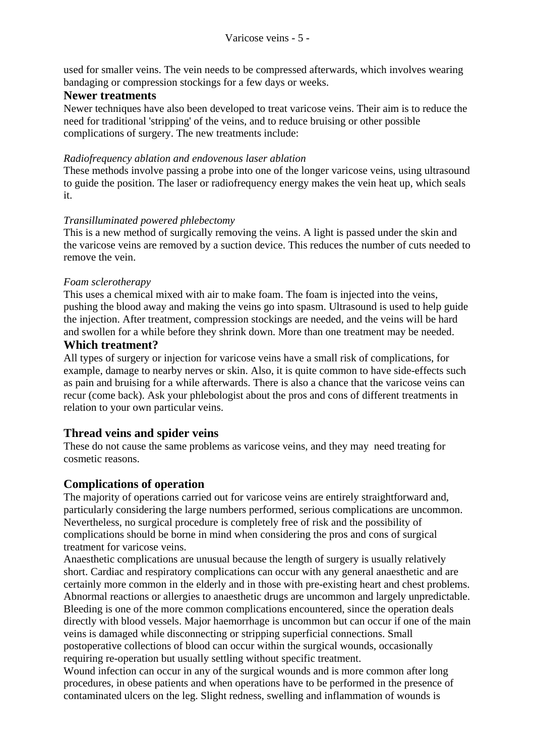used for smaller veins. The vein needs to be compressed afterwards, which involves wearing bandaging or compression stockings for a few days or weeks.

### Newer treatments

Newer techniques have also been developed to treat varicose veins. Their aim is to reduce the need for traditional 'stripping' of the veins, and to reduce bruising or other possible complications of surgery. The new treatments include:

*Radiofrequency ablation and endovenous laser ablation*

These methods involve passing a probe into one of the longer varicose veins, using ultrasound to guide the position. The laser or radiofrequency energy makes the vein heat up, which seals it.

*Transilluminated powered phlebectomy*

This is a new method of surgically removing the veins. A light is passed under the skin and the varicose veins are removed by a suction device. This reduces the number of cuts needed to remove the vein.

*Foam sclerotherapy*

This uses a chemical mixed with air to make foam. The foam is injected into the veins, pushing the blood away and making the veins go into spasm. Ultrasound is used to help guide the injection. After treatment, compression stockings are needed, and the veins will be hard and swollen for a while before they shrink down. More than one treatment may be needed.

### Which treatment?

All types of surgery or injection for varicose veins have a small risk of complications, for example, damage to nearby nerves or skin. Also, it is quite common to have side-effects such as pain and bruising for a while afterwards. There is also a chance that the varicose veins can recur (come back). Ask your phlebologist about the pros and cons of different treatments in relation to your own particular veins.

## Thread veins and spider veins

These do not cause the same problems as varicose veins, and they may need treating for cosmetic reasons.

## Complications of operation

The majority of operations carried out for varicose veins are entirely straightforward and, particularly considering the large numbers performed, serious complications are uncommon. Nevertheless, no surgical procedure is completely free of risk and the possibility of complications should be borne in mind when considering the pros and cons of surgical treatment for varicose veins.

Anaesthetic complications are unusual because the length of surgery is usually relatively short. Cardiac and respiratory complications can occur with any general anaesthetic and are certainly more common in the elderly and in those with pre-existing heart and chest problems. Abnormal reactions or allergies to anaesthetic drugs are uncommon and largely unpredictable. Bleeding is one of the more common complications encountered, since the operation deals directly with blood vessels. Major haemorrhage is uncommon but can occur if one of the main veins is damaged while disconnecting or stripping superficial connections. Small postoperative collections of blood can occur within the surgical wounds, occasionally requiring re-operation but usually settling without specific treatment.

Wound infection can occur in any of the surgical wounds and is more common after long procedures, in obese patients and when operations have to be performed in the presence of contaminated ulcers on the leg. Slight redness, swelling and inflammation of wounds is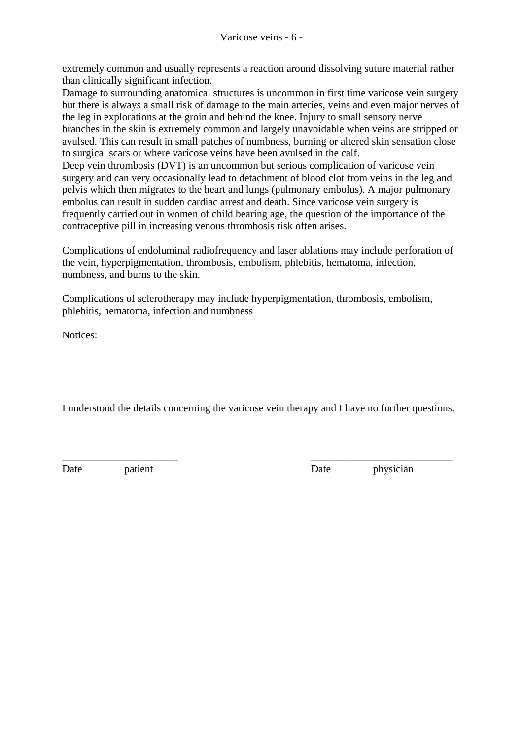extremely common and usually represents a reaction around dissolving suture material rather than clinically significant infection.

Damage to surrounding anatomical structures is uncommon in first time varicose vein surgery but there is always a small risk of damage to the main arteries, veins and even major nerves of the leg in explorations at the groin and behind the knee. Injury to small sensory nerve branches in the skin is extremely common and largely unavoidable when veins are stripped or avulsed. This can result in small patches of numbness, burning or altered skin sensation close to surgical scars or where varicose veins have been avulsed in the calf.

Deep vein thrombosis (DVT) is an uncommon but serious complication of varicose vein surgery and can very occasionally lead to detachment of blood clot from veins in the leg and pelvis which then migrates to the heart and lungs (pulmonary embolus). A major pulmonary embolus can result in sudden cardiac arrest and death. Since varicose vein surgery is frequently carried out in women of child bearing age, the question of the importance of the contraceptive pill in increasing venous thrombosis risk often arises.

Complications of endoluminal radiofrequency and laser ablations may include perforation of the vein, hyperpigmentation, thrombosis, embolism, phlebitis, hematoma, infection, numbness, and burns to the skin.

Complications of sclerotherapy may include hyperpigmentation, thrombosis, embolism, phlebitis, hematoma, infection and numbness

Notices:

I understood the details concerning the varicose vein therapy and I have no further questions.

______________________ ___________________________

Date patient Date physician